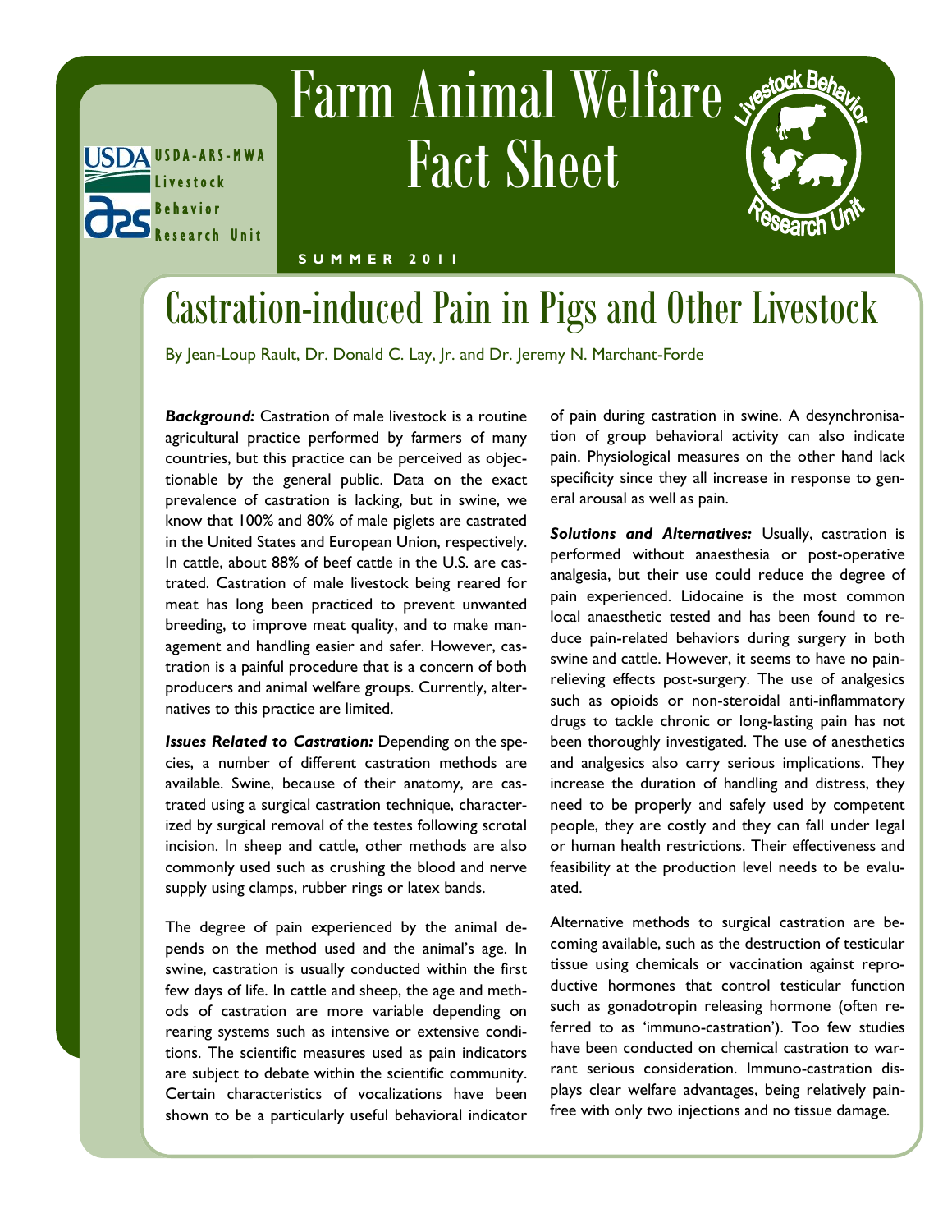USDA-ARS-MWA Livestock Behavior Research Unit

# Farm Animal Welfare Fact Sheet

SUMMER 2011

## Castration-induced Pain in Pigs and Other Livestock

By Jean-Loup Rault, Dr. Donald C. Lay, Jr. and Dr. Jeremy N. Marchant-Forde

***Background:*** Castration of male livestock is a routine agricultural practice performed by farmers of many countries, but this practice can be perceived as objectionable by the general public. Data on the exact prevalence of castration is lacking, but in swine, we know that 100% and 80% of male piglets are castrated in the United States and European Union, respectively. In cattle, about 88% of beef cattle in the U.S. are castrated. Castration of male livestock being reared for meat has long been practiced to prevent unwanted breeding, to improve meat quality, and to make management and handling easier and safer. However, castration is a painful procedure that is a concern of both producers and animal welfare groups. Currently, alternatives to this practice are limited.

***Issues Related to Castration:*** Depending on the species, a number of different castration methods are available. Swine, because of their anatomy, are castrated using a surgical castration technique, characterized by surgical removal of the testes following scrotal incision. In sheep and cattle, other methods are also commonly used such as crushing the blood and nerve supply using clamps, rubber rings or latex bands.

The degree of pain experienced by the animal depends on the method used and the animal's age. In swine, castration is usually conducted within the first few days of life. In cattle and sheep, the age and methods of castration are more variable depending on rearing systems such as intensive or extensive conditions. The scientific measures used as pain indicators are subject to debate within the scientific community. Certain characteristics of vocalizations have been shown to be a particularly useful behavioral indicator of pain during castration in swine. A desynchronisation of group behavioral activity can also indicate pain. Physiological measures on the other hand lack specificity since they all increase in response to general arousal as well as pain.

***Solutions and Alternatives:*** Usually, castration is performed without anaesthesia or post-operative analgesia, but their use could reduce the degree of pain experienced. Lidocaine is the most common local anaesthetic tested and has been found to reduce pain-related behaviors during surgery in both swine and cattle. However, it seems to have no pain-relieving effects post-surgery. The use of analgesics such as opioids or non-steroidal anti-inflammatory drugs to tackle chronic or long-lasting pain has not been thoroughly investigated. The use of anesthetics and analgesics also carry serious implications. They increase the duration of handling and distress, they need to be properly and safely used by competent people, they are costly and they can fall under legal or human health restrictions. Their effectiveness and feasibility at the production level needs to be evaluated.

Alternative methods to surgical castration are becoming available, such as the destruction of testicular tissue using chemicals or vaccination against reproductive hormones that control testicular function such as gonadotropin releasing hormone (often referred to as 'immuno-castration'). Too few studies have been conducted on chemical castration to warrant serious consideration. Immuno-castration displays clear welfare advantages, being relatively pain-free with only two injections and no tissue damage.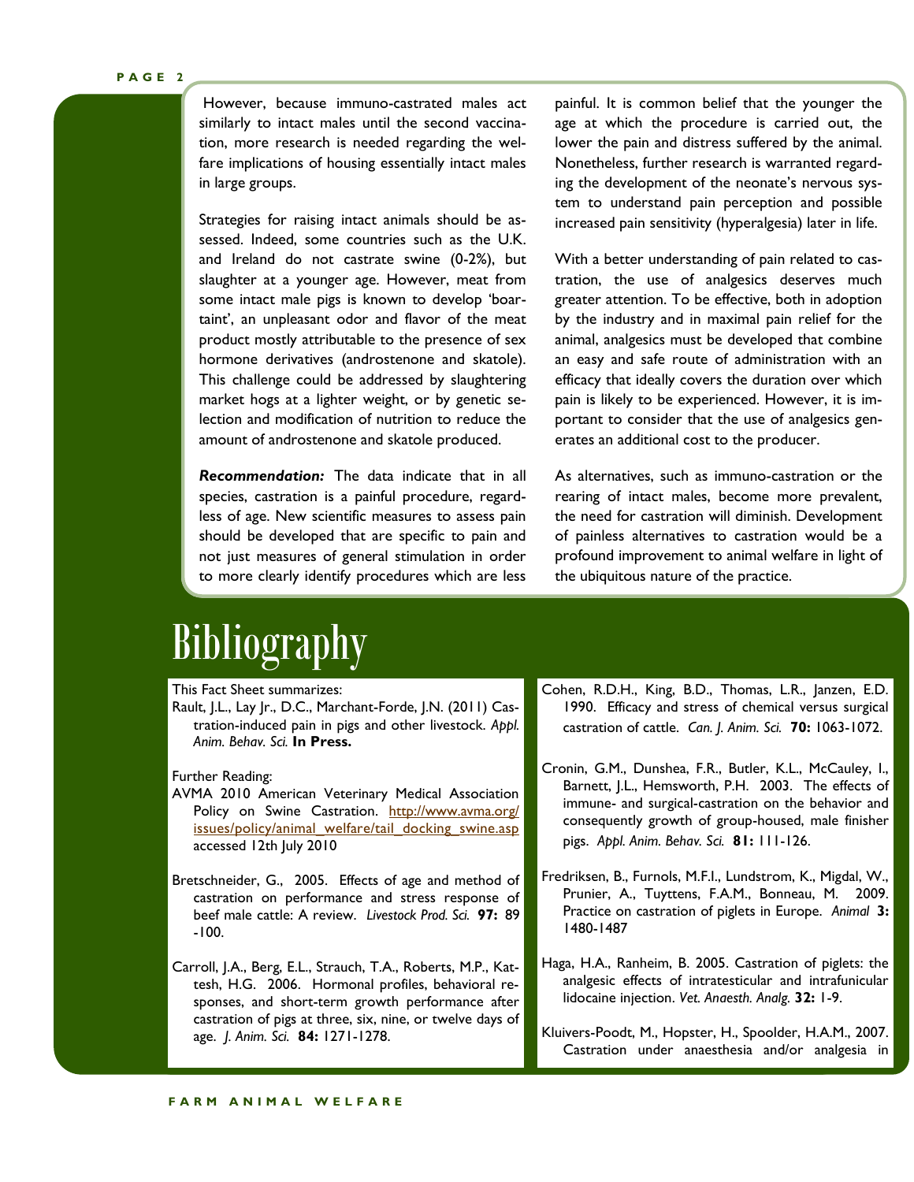However, because immuno-castrated males act similarly to intact males until the second vaccination, more research is needed regarding the welfare implications of housing essentially intact males in large groups.

Strategies for raising intact animals should be assessed. Indeed, some countries such as the U.K. and Ireland do not castrate swine (0-2%), but slaughter at a younger age. However, meat from some intact male pigs is known to develop 'boar-taint', an unpleasant odor and flavor of the meat product mostly attributable to the presence of sex hormone derivatives (androstenone and skatole). This challenge could be addressed by slaughtering market hogs at a lighter weight, or by genetic selection and modification of nutrition to reduce the amount of androstenone and skatole produced.

***Recommendation:*** The data indicate that in all species, castration is a painful procedure, regardless of age. New scientific measures to assess pain should be developed that are specific to pain and not just measures of general stimulation in order to more clearly identify procedures which are less painful. It is common belief that the younger the age at which the procedure is carried out, the lower the pain and distress suffered by the animal. Nonetheless, further research is warranted regarding the development of the neonate's nervous system to understand pain perception and possible increased pain sensitivity (hyperalgesia) later in life.

With a better understanding of pain related to castration, the use of analgesics deserves much greater attention. To be effective, both in adoption by the industry and in maximal pain relief for the animal, analgesics must be developed that combine an easy and safe route of administration with an efficacy that ideally covers the duration over which pain is likely to be experienced. However, it is important to consider that the use of analgesics generates an additional cost to the producer.

As alternatives, such as immuno-castration or the rearing of intact males, become more prevalent, the need for castration will diminish. Development of painless alternatives to castration would be a profound improvement to animal welfare in light of the ubiquitous nature of the practice.

# Bibliography

This Fact Sheet summarizes:

Rault, J.L., Lay Jr., D.C., Marchant-Forde, J.N. (2011) Castration-induced pain in pigs and other livestock. *Appl. Anim. Behav. Sci.* **In Press.**

Further Reading:

AVMA 2010 American Veterinary Medical Association Policy on Swine Castration. http://www.avma.org/issues/policy/animal_welfare/tail_docking_swine.asp accessed 12th July 2010

Bretschneider, G., 2005. Effects of age and method of castration on performance and stress response of beef male cattle: A review. *Livestock Prod. Sci.* **97:** 89-100.

Carroll, J.A., Berg, E.L., Strauch, T.A., Roberts, M.P., Kattesh, H.G. 2006. Hormonal profiles, behavioral responses, and short-term growth performance after castration of pigs at three, six, nine, or twelve days of age. *J. Anim. Sci.* **84:** 1271-1278.

Cohen, R.D.H., King, B.D., Thomas, L.R., Janzen, E.D. 1990. Efficacy and stress of chemical versus surgical castration of cattle. *Can. J. Anim. Sci.* **70:** 1063-1072.

Cronin, G.M., Dunshea, F.R., Butler, K.L., McCauley, I., Barnett, J.L., Hemsworth, P.H. 2003. The effects of immune- and surgical-castration on the behavior and consequently growth of group-housed, male finisher pigs. *Appl. Anim. Behav. Sci.* **81:** 111-126.

Fredriksen, B., Furnols, M.F.I., Lundstrom, K., Migdal, W., Prunier, A., Tuyttens, F.A.M., Bonneau, M. 2009. Practice on castration of piglets in Europe. *Animal* **3:** 1480-1487

Haga, H.A., Ranheim, B. 2005. Castration of piglets: the analgesic effects of intratesticular and intrafunicular lidocaine injection. *Vet. Anaesth. Analg.* **32:** 1-9.

Kluivers-Poodt, M., Hopster, H., Spoolder, H.A.M., 2007. Castration under anaesthesia and/or analgesia in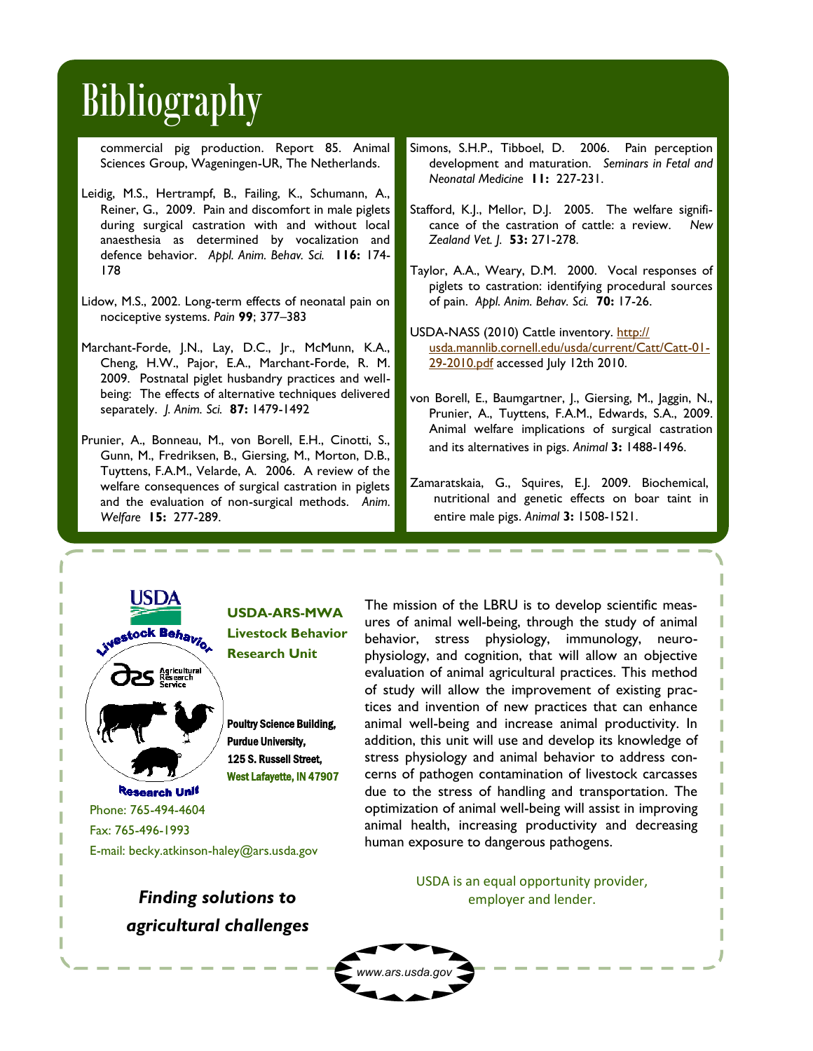# Bibliography

commercial pig production. Report 85. Animal Sciences Group, Wageningen-UR, The Netherlands.

Leidig, M.S., Hertrampf, B., Failing, K., Schumann, A., Reiner, G., 2009. Pain and discomfort in male piglets during surgical castration with and without local anaesthesia as determined by vocalization and defence behavior. *Appl. Anim. Behav. Sci.* **116:** 174-178

Lidow, M.S., 2002. Long-term effects of neonatal pain on nociceptive systems. *Pain* **99**; 377–383

Marchant-Forde, J.N., Lay, D.C., Jr., McMunn, K.A., Cheng, H.W., Pajor, E.A., Marchant-Forde, R. M. 2009. Postnatal piglet husbandry practices and well-being: The effects of alternative techniques delivered separately. *J. Anim. Sci.* **87:** 1479-1492

Prunier, A., Bonneau, M., von Borell, E.H., Cinotti, S., Gunn, M., Fredriksen, B., Giersing, M., Morton, D.B., Tuyttens, F.A.M., Velarde, A. 2006. A review of the welfare consequences of surgical castration in piglets and the evaluation of non-surgical methods. *Anim. Welfare* **15:** 277-289.

Simons, S.H.P., Tibboel, D. 2006. Pain perception development and maturation. *Seminars in Fetal and Neonatal Medicine* **11:** 227-231.

Stafford, K.J., Mellor, D.J. 2005. The welfare significance of the castration of cattle: a review. *New Zealand Vet. J.* **53:** 271-278.

Taylor, A.A., Weary, D.M. 2000. Vocal responses of piglets to castration: identifying procedural sources of pain. *Appl. Anim. Behav. Sci.* **70:** 17-26.

USDA-NASS (2010) Cattle inventory. http://usda.mannlib.cornell.edu/usda/current/Catt/Catt-01-29-2010.pdf accessed July 12th 2010.

von Borell, E., Baumgartner, J., Giersing, M., Jaggin, N., Prunier, A., Tuyttens, F.A.M., Edwards, S.A., 2009. Animal welfare implications of surgical castration and its alternatives in pigs. *Animal* **3:** 1488-1496.

Zamaratskaia, G., Squires, E.J. 2009. Biochemical, nutritional and genetic effects on boar taint in entire male pigs. *Animal* **3:** 1508-1521.

**USDA-ARS-MWA**
**Livestock Behavior Research Unit**

Poultry Science Building,
Purdue University,
125 S. Russell Street,
West Lafayette, IN 47907

Phone: 765-494-4604
Fax: 765-496-1993
E-mail: becky.atkinson-haley@ars.usda.gov

The mission of the LBRU is to develop scientific measures of animal well-being, through the study of animal behavior, stress physiology, immunology, neurophysiology, and cognition, that will allow an objective evaluation of animal agricultural practices. This method of study will allow the improvement of existing practices and invention of new practices that can enhance animal well-being and increase animal productivity. In addition, this unit will use and develop its knowledge of stress physiology and animal behavior to address concerns of pathogen contamination of livestock carcasses due to the stress of handling and transportation. The optimization of animal well-being will assist in improving animal health, increasing productivity and decreasing human exposure to dangerous pathogens.

***Finding solutions to agricultural challenges***

USDA is an equal opportunity provider, employer and lender.

www.ars.usda.gov